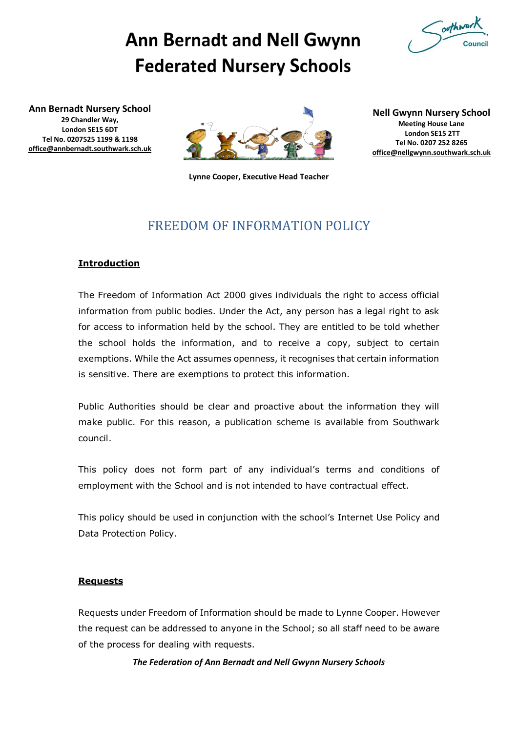# Ann Bernadt and Nell Gwynn Federated Nursery Schools

**Ann Bernadt Nursery School**
**29 Chandler Way,**
**London SE15 6DT**
**Tel No. 0207525 1199 & 1198**
**office@annbernadt.southwark.sch.uk**

**Nell Gwynn Nursery School**
**Meeting House Lane**
**London SE15 2TT**
**Tel No. 0207 252 8265**
**office@nellgwynn.southwark.sch.uk**

**Lynne Cooper, Executive Head Teacher**

## FREEDOM OF INFORMATION POLICY

### Introduction

The Freedom of Information Act 2000 gives individuals the right to access official information from public bodies. Under the Act, any person has a legal right to ask for access to information held by the school. They are entitled to be told whether the school holds the information, and to receive a copy, subject to certain exemptions. While the Act assumes openness, it recognises that certain information is sensitive. There are exemptions to protect this information.

Public Authorities should be clear and proactive about the information they will make public. For this reason, a publication scheme is available from Southwark council.

This policy does not form part of any individual's terms and conditions of employment with the School and is not intended to have contractual effect.

This policy should be used in conjunction with the school's Internet Use Policy and Data Protection Policy.

### Requests

Requests under Freedom of Information should be made to Lynne Cooper. However the request can be addressed to anyone in the School; so all staff need to be aware of the process for dealing with requests.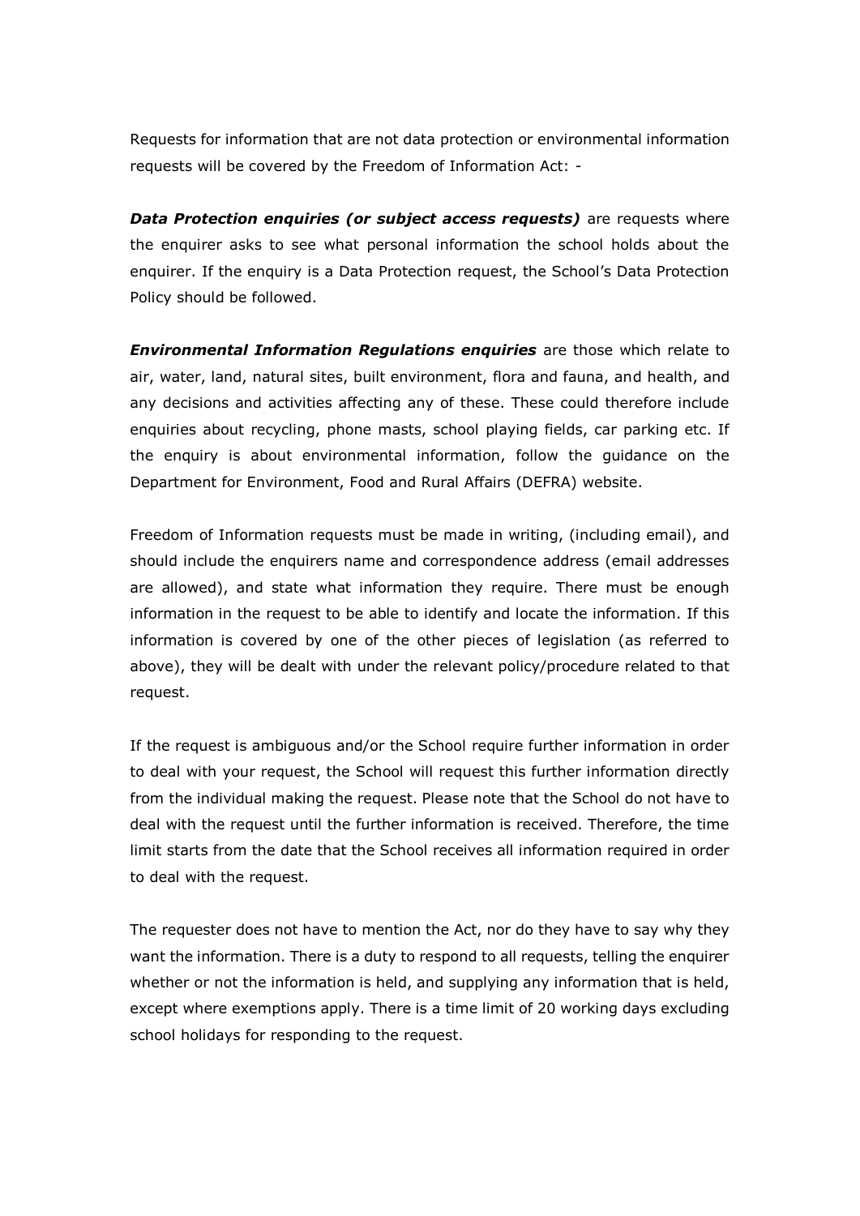Requests for information that are not data protection or environmental information requests will be covered by the Freedom of Information Act: -

***Data Protection enquiries (or subject access requests)*** are requests where the enquirer asks to see what personal information the school holds about the enquirer. If the enquiry is a Data Protection request, the School's Data Protection Policy should be followed.

***Environmental Information Regulations enquiries*** are those which relate to air, water, land, natural sites, built environment, flora and fauna, and health, and any decisions and activities affecting any of these. These could therefore include enquiries about recycling, phone masts, school playing fields, car parking etc. If the enquiry is about environmental information, follow the guidance on the Department for Environment, Food and Rural Affairs (DEFRA) website.

Freedom of Information requests must be made in writing, (including email), and should include the enquirers name and correspondence address (email addresses are allowed), and state what information they require. There must be enough information in the request to be able to identify and locate the information. If this information is covered by one of the other pieces of legislation (as referred to above), they will be dealt with under the relevant policy/procedure related to that request.

If the request is ambiguous and/or the School require further information in order to deal with your request, the School will request this further information directly from the individual making the request. Please note that the School do not have to deal with the request until the further information is received. Therefore, the time limit starts from the date that the School receives all information required in order to deal with the request.

The requester does not have to mention the Act, nor do they have to say why they want the information. There is a duty to respond to all requests, telling the enquirer whether or not the information is held, and supplying any information that is held, except where exemptions apply. There is a time limit of 20 working days excluding school holidays for responding to the request.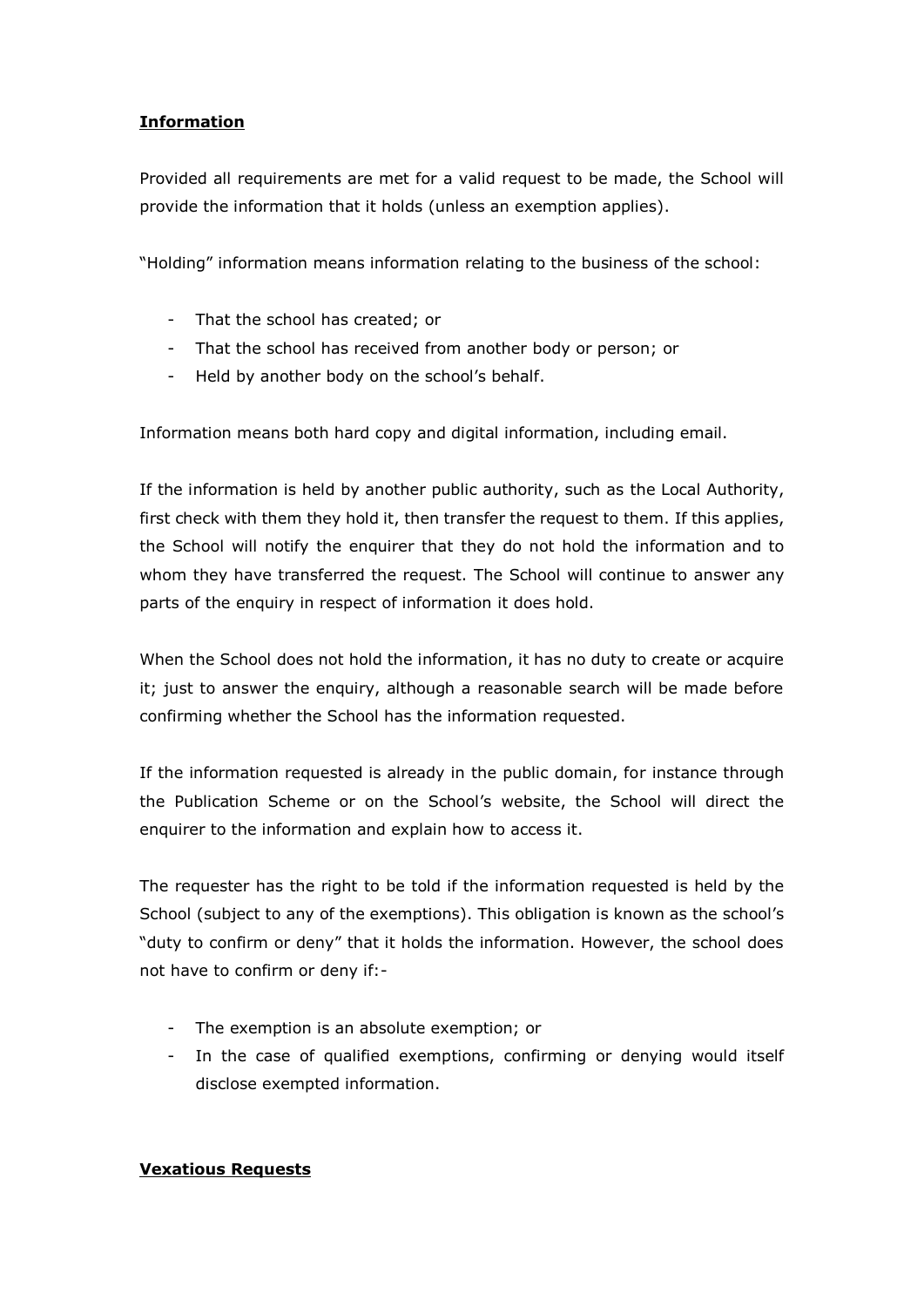**Information**

Provided all requirements are met for a valid request to be made, the School will provide the information that it holds (unless an exemption applies).

“Holding” information means information relating to the business of the school:

- That the school has created; or
- That the school has received from another body or person; or
- Held by another body on the school’s behalf.

Information means both hard copy and digital information, including email.

If the information is held by another public authority, such as the Local Authority, first check with them they hold it, then transfer the request to them. If this applies, the School will notify the enquirer that they do not hold the information and to whom they have transferred the request. The School will continue to answer any parts of the enquiry in respect of information it does hold.

When the School does not hold the information, it has no duty to create or acquire it; just to answer the enquiry, although a reasonable search will be made before confirming whether the School has the information requested.

If the information requested is already in the public domain, for instance through the Publication Scheme or on the School’s website, the School will direct the enquirer to the information and explain how to access it.

The requester has the right to be told if the information requested is held by the School (subject to any of the exemptions). This obligation is known as the school’s “duty to confirm or deny” that it holds the information. However, the school does not have to confirm or deny if:-

- The exemption is an absolute exemption; or
- In the case of qualified exemptions, confirming or denying would itself disclose exempted information.

**Vexatious Requests**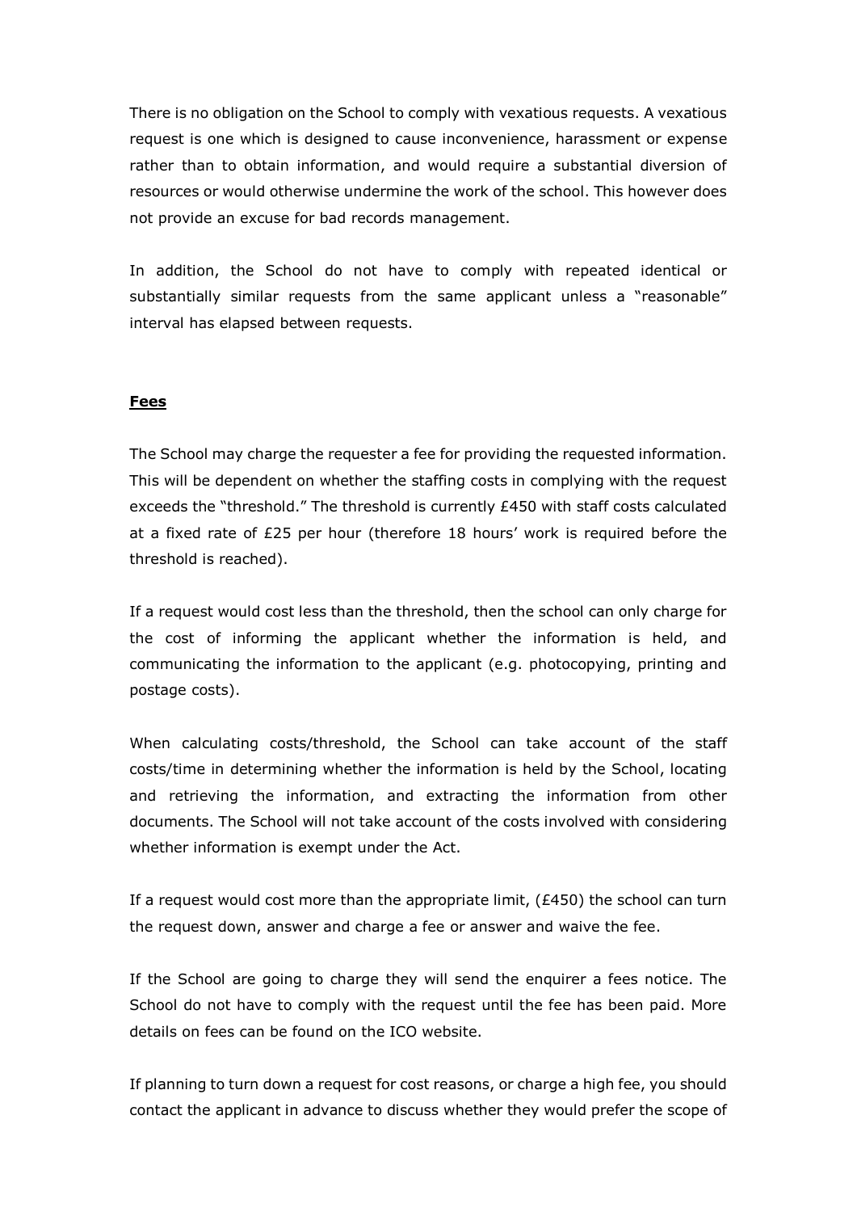There is no obligation on the School to comply with vexatious requests. A vexatious request is one which is designed to cause inconvenience, harassment or expense rather than to obtain information, and would require a substantial diversion of resources or would otherwise undermine the work of the school. This however does not provide an excuse for bad records management.

In addition, the School do not have to comply with repeated identical or substantially similar requests from the same applicant unless a "reasonable" interval has elapsed between requests.

**Fees**

The School may charge the requester a fee for providing the requested information. This will be dependent on whether the staffing costs in complying with the request exceeds the "threshold." The threshold is currently £450 with staff costs calculated at a fixed rate of £25 per hour (therefore 18 hours' work is required before the threshold is reached).

If a request would cost less than the threshold, then the school can only charge for the cost of informing the applicant whether the information is held, and communicating the information to the applicant (e.g. photocopying, printing and postage costs).

When calculating costs/threshold, the School can take account of the staff costs/time in determining whether the information is held by the School, locating and retrieving the information, and extracting the information from other documents. The School will not take account of the costs involved with considering whether information is exempt under the Act.

If a request would cost more than the appropriate limit, (£450) the school can turn the request down, answer and charge a fee or answer and waive the fee.

If the School are going to charge they will send the enquirer a fees notice. The School do not have to comply with the request until the fee has been paid. More details on fees can be found on the ICO website.

If planning to turn down a request for cost reasons, or charge a high fee, you should contact the applicant in advance to discuss whether they would prefer the scope of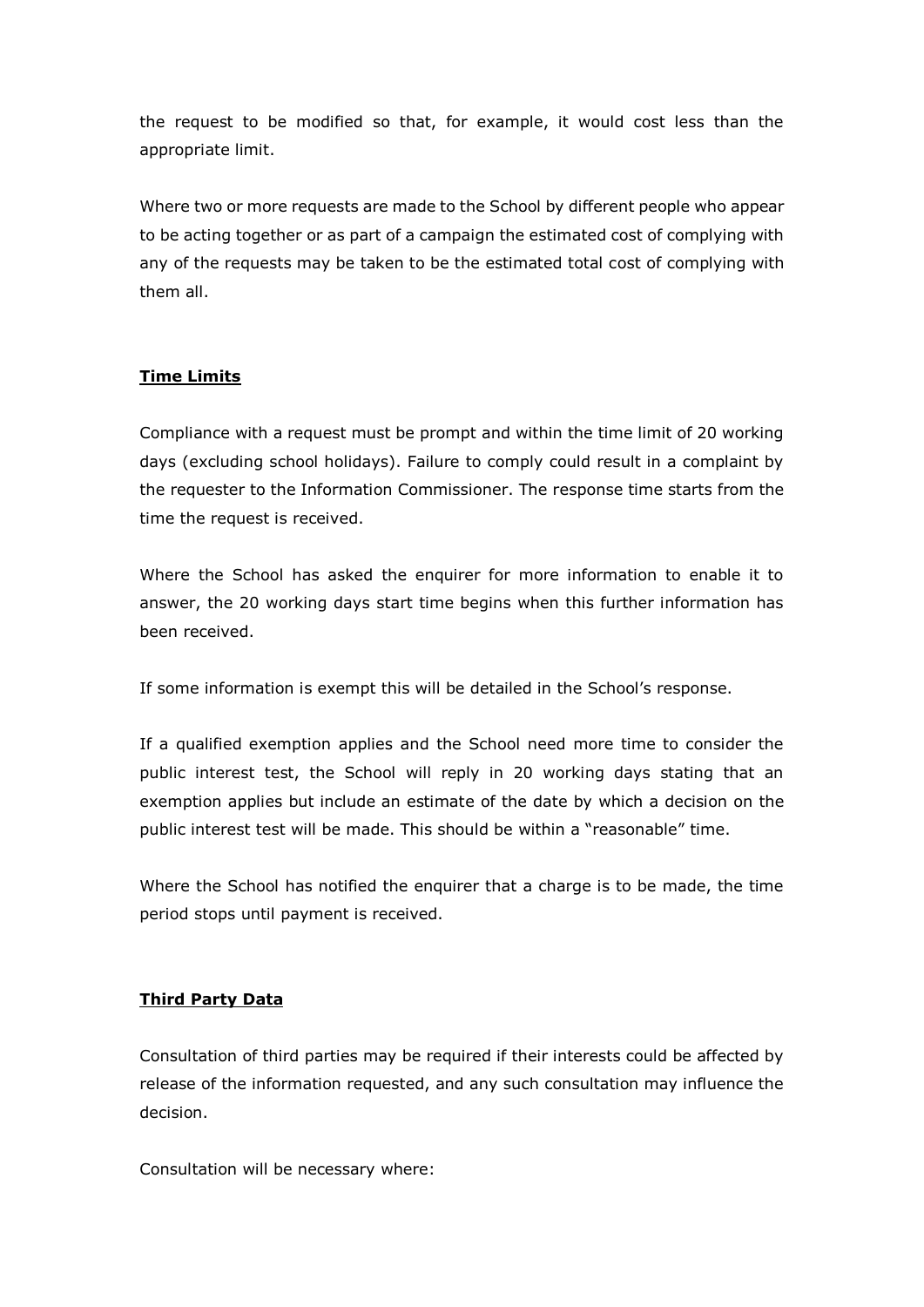the request to be modified so that, for example, it would cost less than the appropriate limit.

Where two or more requests are made to the School by different people who appear to be acting together or as part of a campaign the estimated cost of complying with any of the requests may be taken to be the estimated total cost of complying with them all.

## **Time Limits**

Compliance with a request must be prompt and within the time limit of 20 working days (excluding school holidays). Failure to comply could result in a complaint by the requester to the Information Commissioner. The response time starts from the time the request is received.

Where the School has asked the enquirer for more information to enable it to answer, the 20 working days start time begins when this further information has been received.

If some information is exempt this will be detailed in the School's response.

If a qualified exemption applies and the School need more time to consider the public interest test, the School will reply in 20 working days stating that an exemption applies but include an estimate of the date by which a decision on the public interest test will be made. This should be within a "reasonable" time.

Where the School has notified the enquirer that a charge is to be made, the time period stops until payment is received.

## **Third Party Data**

Consultation of third parties may be required if their interests could be affected by release of the information requested, and any such consultation may influence the decision.

Consultation will be necessary where: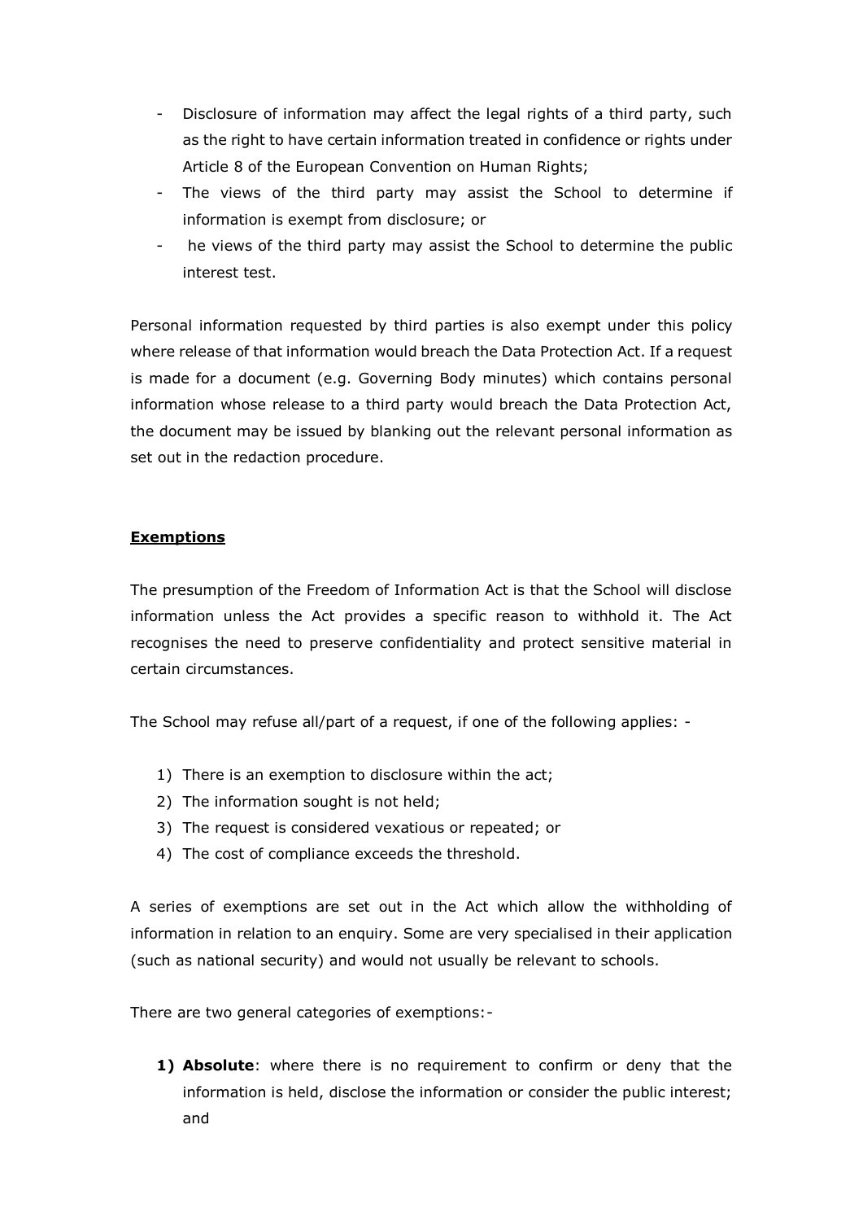- Disclosure of information may affect the legal rights of a third party, such as the right to have certain information treated in confidence or rights under Article 8 of the European Convention on Human Rights;
- The views of the third party may assist the School to determine if information is exempt from disclosure; or
- he views of the third party may assist the School to determine the public interest test.

Personal information requested by third parties is also exempt under this policy where release of that information would breach the Data Protection Act. If a request is made for a document (e.g. Governing Body minutes) which contains personal information whose release to a third party would breach the Data Protection Act, the document may be issued by blanking out the relevant personal information as set out in the redaction procedure.

## Exemptions

The presumption of the Freedom of Information Act is that the School will disclose information unless the Act provides a specific reason to withhold it. The Act recognises the need to preserve confidentiality and protect sensitive material in certain circumstances.

The School may refuse all/part of a request, if one of the following applies: -

1) There is an exemption to disclosure within the act;
2) The information sought is not held;
3) The request is considered vexatious or repeated; or
4) The cost of compliance exceeds the threshold.

A series of exemptions are set out in the Act which allow the withholding of information in relation to an enquiry. Some are very specialised in their application (such as national security) and would not usually be relevant to schools.

There are two general categories of exemptions:-

1) **Absolute**: where there is no requirement to confirm or deny that the information is held, disclose the information or consider the public interest; and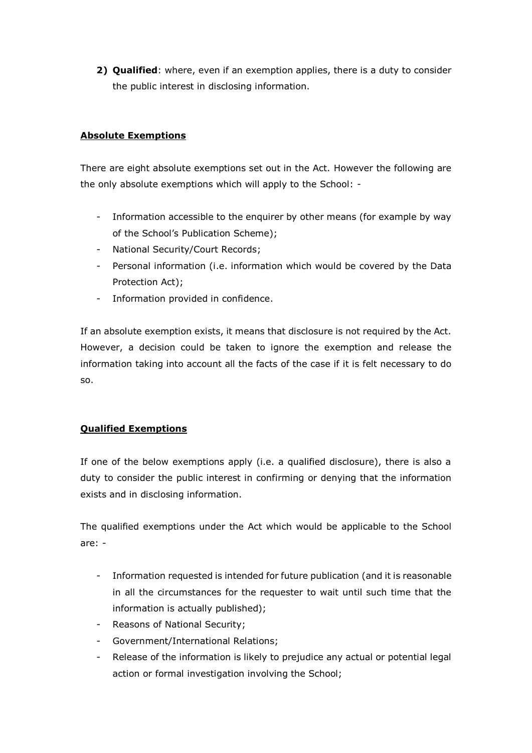2) **Qualified**: where, even if an exemption applies, there is a duty to consider the public interest in disclosing information.

**Absolute Exemptions**

There are eight absolute exemptions set out in the Act. However the following are the only absolute exemptions which will apply to the School: -

- Information accessible to the enquirer by other means (for example by way of the School's Publication Scheme);
- National Security/Court Records;
- Personal information (i.e. information which would be covered by the Data Protection Act);
- Information provided in confidence.

If an absolute exemption exists, it means that disclosure is not required by the Act. However, a decision could be taken to ignore the exemption and release the information taking into account all the facts of the case if it is felt necessary to do so.

**Qualified Exemptions**

If one of the below exemptions apply (i.e. a qualified disclosure), there is also a duty to consider the public interest in confirming or denying that the information exists and in disclosing information.

The qualified exemptions under the Act which would be applicable to the School are: -

- Information requested is intended for future publication (and it is reasonable in all the circumstances for the requester to wait until such time that the information is actually published);
- Reasons of National Security;
- Government/International Relations;
- Release of the information is likely to prejudice any actual or potential legal action or formal investigation involving the School;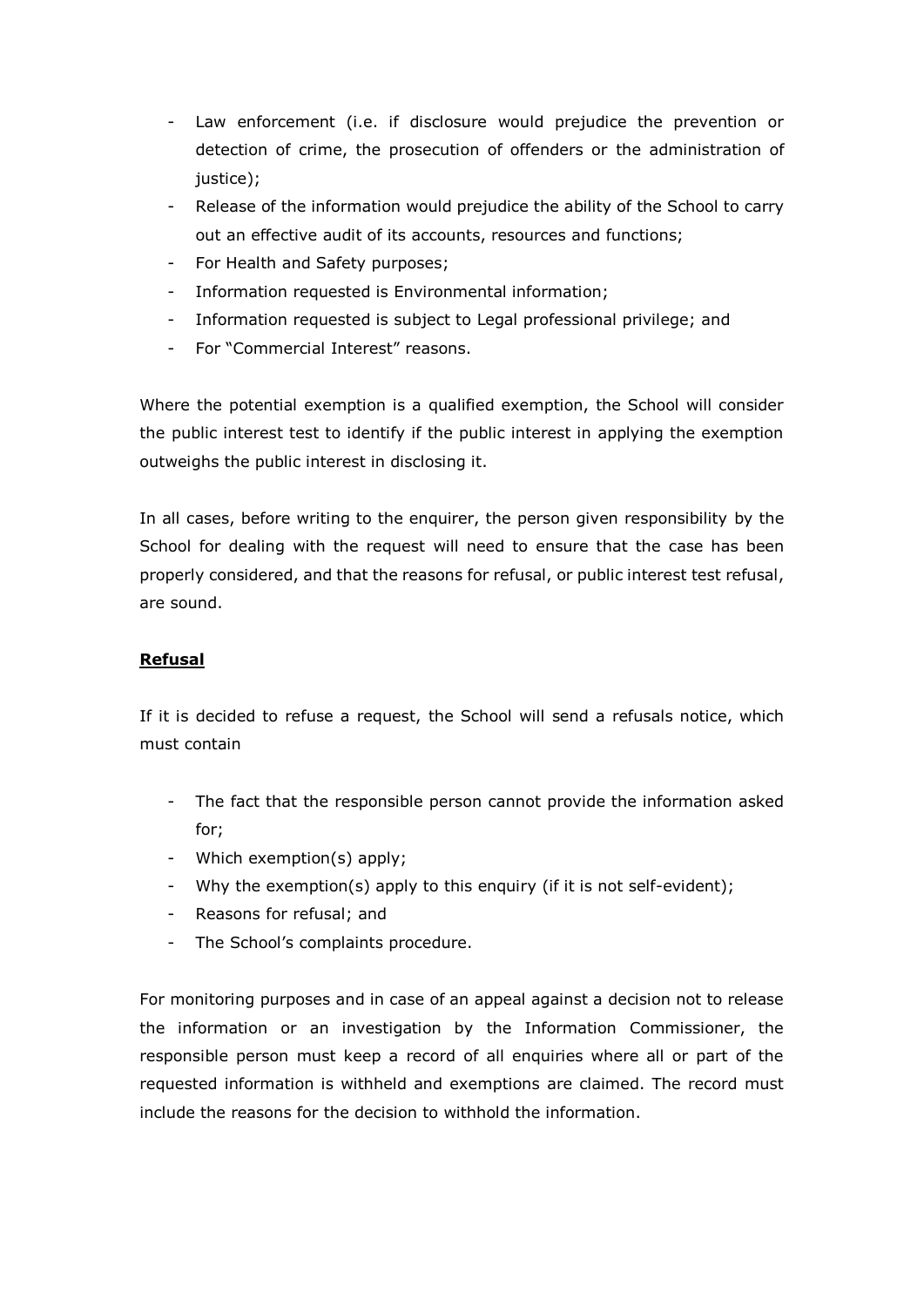- Law enforcement (i.e. if disclosure would prejudice the prevention or detection of crime, the prosecution of offenders or the administration of justice);
- Release of the information would prejudice the ability of the School to carry out an effective audit of its accounts, resources and functions;
- For Health and Safety purposes;
- Information requested is Environmental information;
- Information requested is subject to Legal professional privilege; and
- For "Commercial Interest" reasons.

Where the potential exemption is a qualified exemption, the School will consider the public interest test to identify if the public interest in applying the exemption outweighs the public interest in disclosing it.

In all cases, before writing to the enquirer, the person given responsibility by the School for dealing with the request will need to ensure that the case has been properly considered, and that the reasons for refusal, or public interest test refusal, are sound.

**Refusal**

If it is decided to refuse a request, the School will send a refusals notice, which must contain

- The fact that the responsible person cannot provide the information asked for;
- Which exemption(s) apply;
- Why the exemption(s) apply to this enquiry (if it is not self-evident);
- Reasons for refusal; and
- The School's complaints procedure.

For monitoring purposes and in case of an appeal against a decision not to release the information or an investigation by the Information Commissioner, the responsible person must keep a record of all enquiries where all or part of the requested information is withheld and exemptions are claimed. The record must include the reasons for the decision to withhold the information.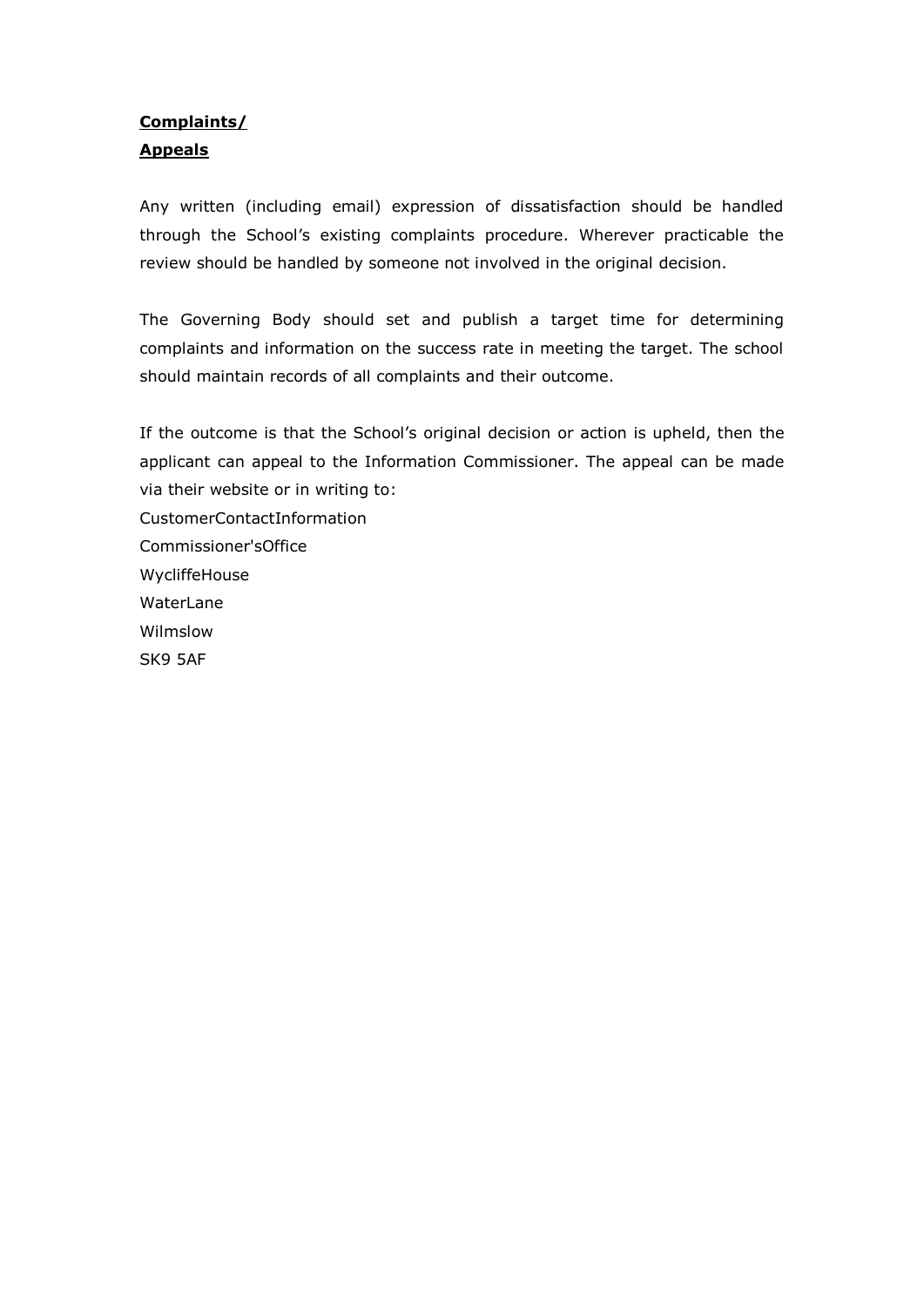## **Complaints/ Appeals**

Any written (including email) expression of dissatisfaction should be handled through the School's existing complaints procedure. Wherever practicable the review should be handled by someone not involved in the original decision.

The Governing Body should set and publish a target time for determining complaints and information on the success rate in meeting the target. The school should maintain records of all complaints and their outcome.

If the outcome is that the School's original decision or action is upheld, then the applicant can appeal to the Information Commissioner. The appeal can be made via their website or in writing to:

CustomerContactInformation
Commissioner'sOffice
WycliffeHouse
WaterLane
Wilmslow
SK9 5AF